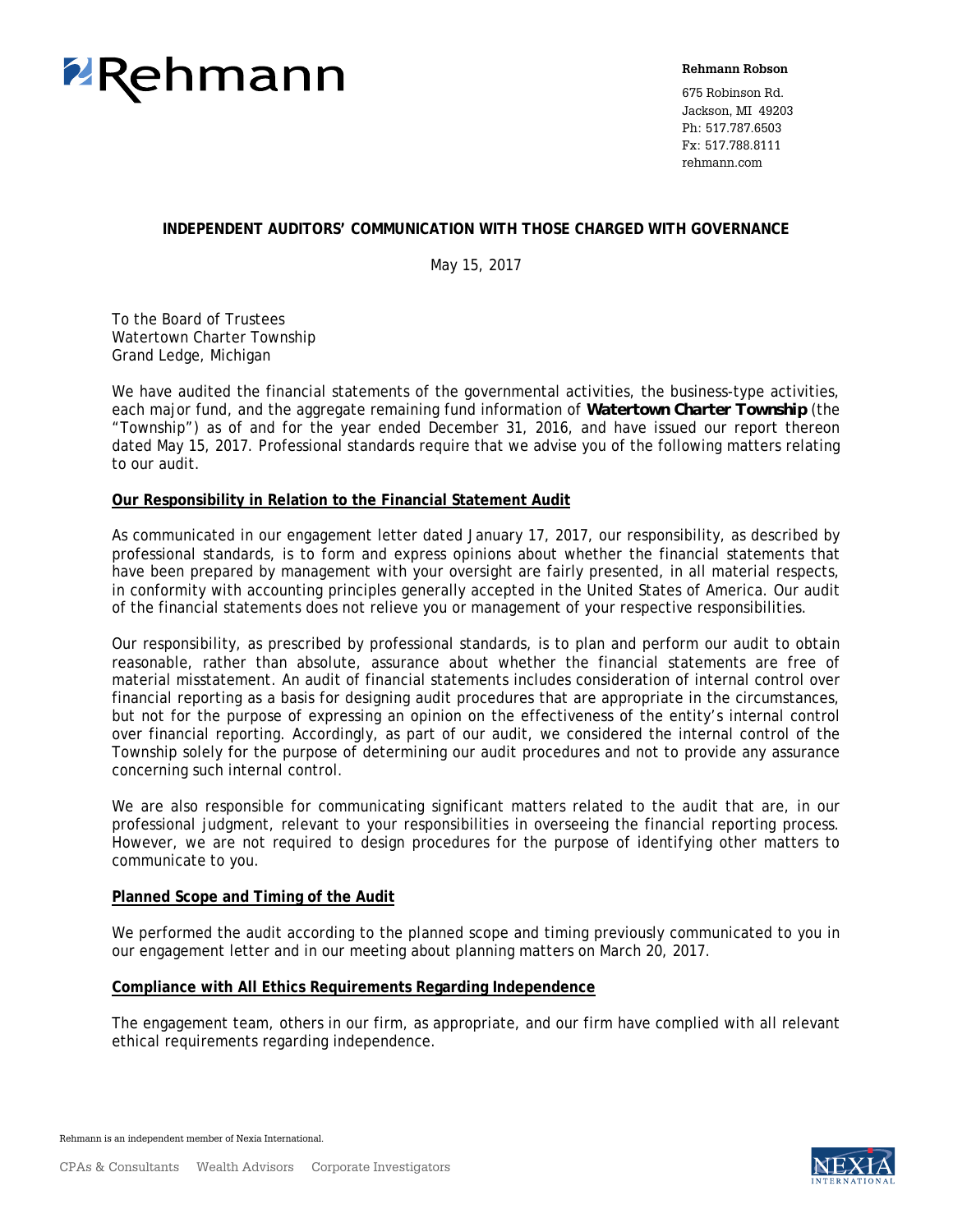Rehmann

**Rehmann Robson**

675 Robinson Rd.
Jackson, MI 49203
Ph: 517.787.6503
Fx: 517.788.8111
rehmann.com

**INDEPENDENT AUDITORS' COMMUNICATION WITH THOSE CHARGED WITH GOVERNANCE**

May 15, 2017

To the Board of Trustees
Watertown Charter Township
Grand Ledge, Michigan

We have audited the financial statements of the governmental activities, the business-type activities, each major fund, and the aggregate remaining fund information of **Watertown Charter Township** (the "Township") as of and for the year ended December 31, 2016, and have issued our report thereon dated May 15, 2017. Professional standards require that we advise you of the following matters relating to our audit.

**Our Responsibility in Relation to the Financial Statement Audit**

As communicated in our engagement letter dated January 17, 2017, our responsibility, as described by professional standards, is to form and express opinions about whether the financial statements that have been prepared by management with your oversight are fairly presented, in all material respects, in conformity with accounting principles generally accepted in the United States of America. Our audit of the financial statements does not relieve you or management of your respective responsibilities.

Our responsibility, as prescribed by professional standards, is to plan and perform our audit to obtain reasonable, rather than absolute, assurance about whether the financial statements are free of material misstatement. An audit of financial statements includes consideration of internal control over financial reporting as a basis for designing audit procedures that are appropriate in the circumstances, but not for the purpose of expressing an opinion on the effectiveness of the entity's internal control over financial reporting. Accordingly, as part of our audit, we considered the internal control of the Township solely for the purpose of determining our audit procedures and not to provide any assurance concerning such internal control.

We are also responsible for communicating significant matters related to the audit that are, in our professional judgment, relevant to your responsibilities in overseeing the financial reporting process. However, we are not required to design procedures for the purpose of identifying other matters to communicate to you.

**Planned Scope and Timing of the Audit**

We performed the audit according to the planned scope and timing previously communicated to you in our engagement letter and in our meeting about planning matters on March 20, 2017.

**Compliance with All Ethics Requirements Regarding Independence**

The engagement team, others in our firm, as appropriate, and our firm have complied with all relevant ethical requirements regarding independence.

Rehmann is an independent member of Nexia International.

CPAs & Consultants  Wealth Advisors  Corporate Investigators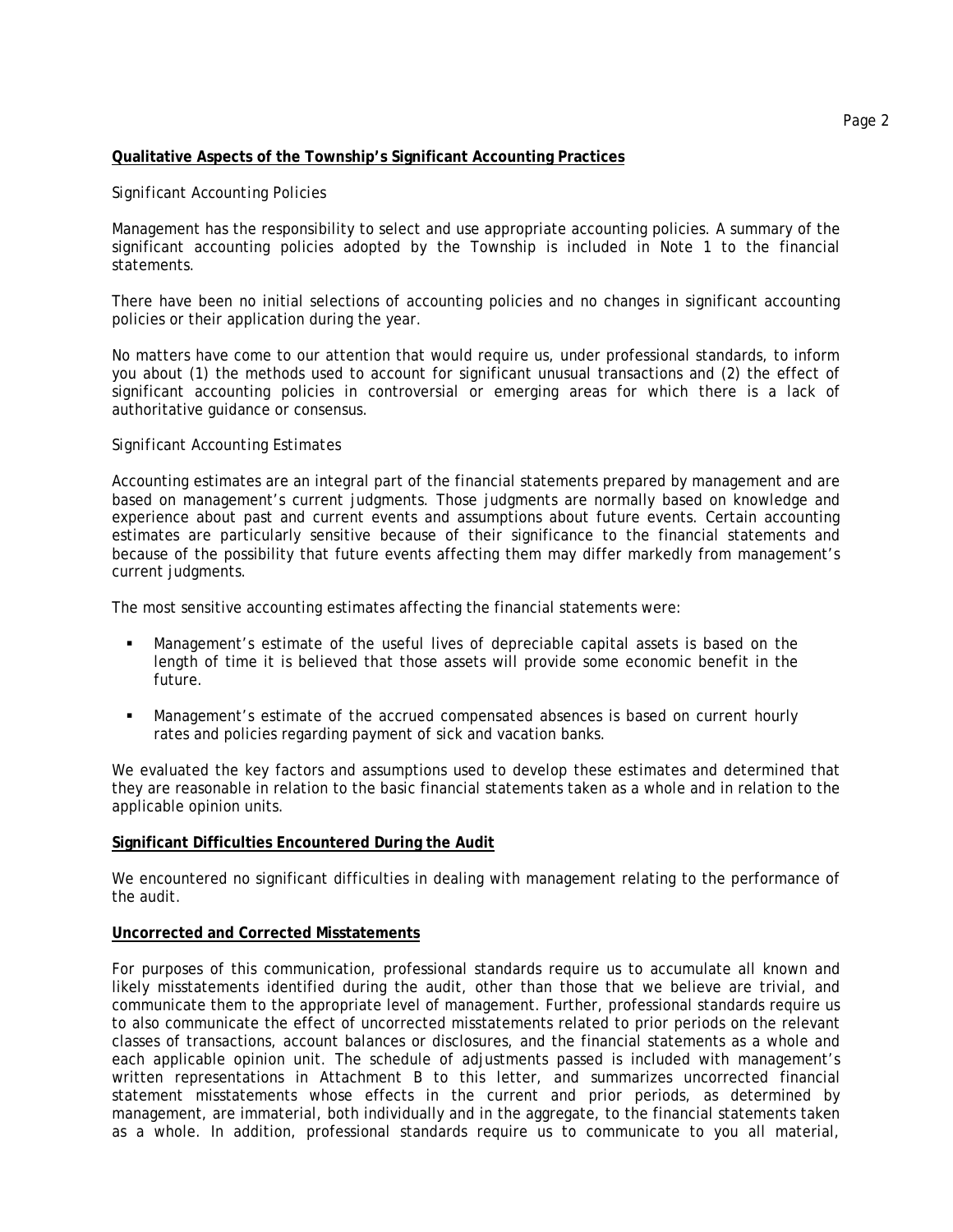**Qualitative Aspects of the Township's Significant Accounting Practices**

*Significant Accounting Policies*

Management has the responsibility to select and use appropriate accounting policies. A summary of the significant accounting policies adopted by the Township is included in Note 1 to the financial statements.

There have been no initial selections of accounting policies and no changes in significant accounting policies or their application during the year.

No matters have come to our attention that would require us, under professional standards, to inform you about (1) the methods used to account for significant unusual transactions and (2) the effect of significant accounting policies in controversial or emerging areas for which there is a lack of authoritative guidance or consensus.

*Significant Accounting Estimates*

Accounting estimates are an integral part of the financial statements prepared by management and are based on management's current judgments. Those judgments are normally based on knowledge and experience about past and current events and assumptions about future events. Certain accounting estimates are particularly sensitive because of their significance to the financial statements and because of the possibility that future events affecting them may differ markedly from management's current judgments.

The most sensitive accounting estimates affecting the financial statements were:

- Management's estimate of the useful lives of depreciable capital assets is based on the length of time it is believed that those assets will provide some economic benefit in the future.

- Management's estimate of the accrued compensated absences is based on current hourly rates and policies regarding payment of sick and vacation banks.

We evaluated the key factors and assumptions used to develop these estimates and determined that they are reasonable in relation to the basic financial statements taken as a whole and in relation to the applicable opinion units.

**Significant Difficulties Encountered During the Audit**

We encountered no significant difficulties in dealing with management relating to the performance of the audit.

**Uncorrected and Corrected Misstatements**

For purposes of this communication, professional standards require us to accumulate all known and likely misstatements identified during the audit, other than those that we believe are trivial, and communicate them to the appropriate level of management. Further, professional standards require us to also communicate the effect of uncorrected misstatements related to prior periods on the relevant classes of transactions, account balances or disclosures, and the financial statements as a whole and each applicable opinion unit. The schedule of adjustments passed is included with management's written representations in Attachment B to this letter, and summarizes uncorrected financial statement misstatements whose effects in the current and prior periods, as determined by management, are immaterial, both individually and in the aggregate, to the financial statements taken as a whole. In addition, professional standards require us to communicate to you all material,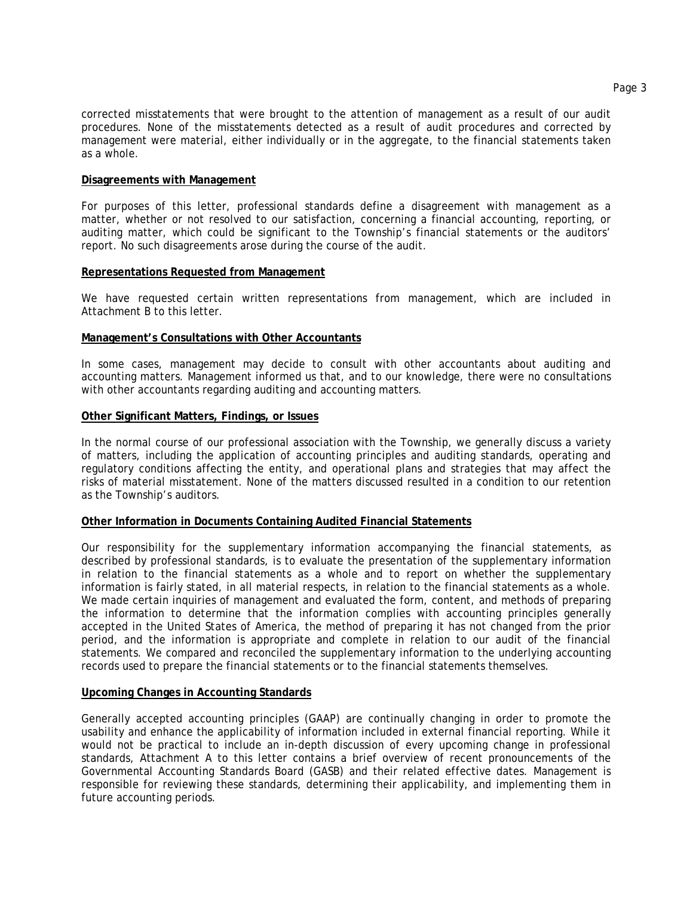corrected misstatements that were brought to the attention of management as a result of our audit procedures. None of the misstatements detected as a result of audit procedures and corrected by management were material, either individually or in the aggregate, to the financial statements taken as a whole.

**Disagreements with Management**

For purposes of this letter, professional standards define a disagreement with management as a matter, whether or not resolved to our satisfaction, concerning a financial accounting, reporting, or auditing matter, which could be significant to the Township's financial statements or the auditors' report. No such disagreements arose during the course of the audit.

**Representations Requested from Management**

We have requested certain written representations from management, which are included in Attachment B to this letter.

**Management's Consultations with Other Accountants**

In some cases, management may decide to consult with other accountants about auditing and accounting matters. Management informed us that, and to our knowledge, there were no consultations with other accountants regarding auditing and accounting matters.

**Other Significant Matters, Findings, or Issues**

In the normal course of our professional association with the Township, we generally discuss a variety of matters, including the application of accounting principles and auditing standards, operating and regulatory conditions affecting the entity, and operational plans and strategies that may affect the risks of material misstatement. None of the matters discussed resulted in a condition to our retention as the Township's auditors.

**Other Information in Documents Containing Audited Financial Statements**

Our responsibility for the supplementary information accompanying the financial statements, as described by professional standards, is to evaluate the presentation of the supplementary information in relation to the financial statements as a whole and to report on whether the supplementary information is fairly stated, in all material respects, in relation to the financial statements as a whole. We made certain inquiries of management and evaluated the form, content, and methods of preparing the information to determine that the information complies with accounting principles generally accepted in the United States of America, the method of preparing it has not changed from the prior period, and the information is appropriate and complete in relation to our audit of the financial statements. We compared and reconciled the supplementary information to the underlying accounting records used to prepare the financial statements or to the financial statements themselves.

**Upcoming Changes in Accounting Standards**

Generally accepted accounting principles (GAAP) are continually changing in order to promote the usability and enhance the applicability of information included in external financial reporting. While it would not be practical to include an in-depth discussion of every upcoming change in professional standards, Attachment A to this letter contains a brief overview of recent pronouncements of the Governmental Accounting Standards Board (GASB) and their related effective dates. Management is responsible for reviewing these standards, determining their applicability, and implementing them in future accounting periods.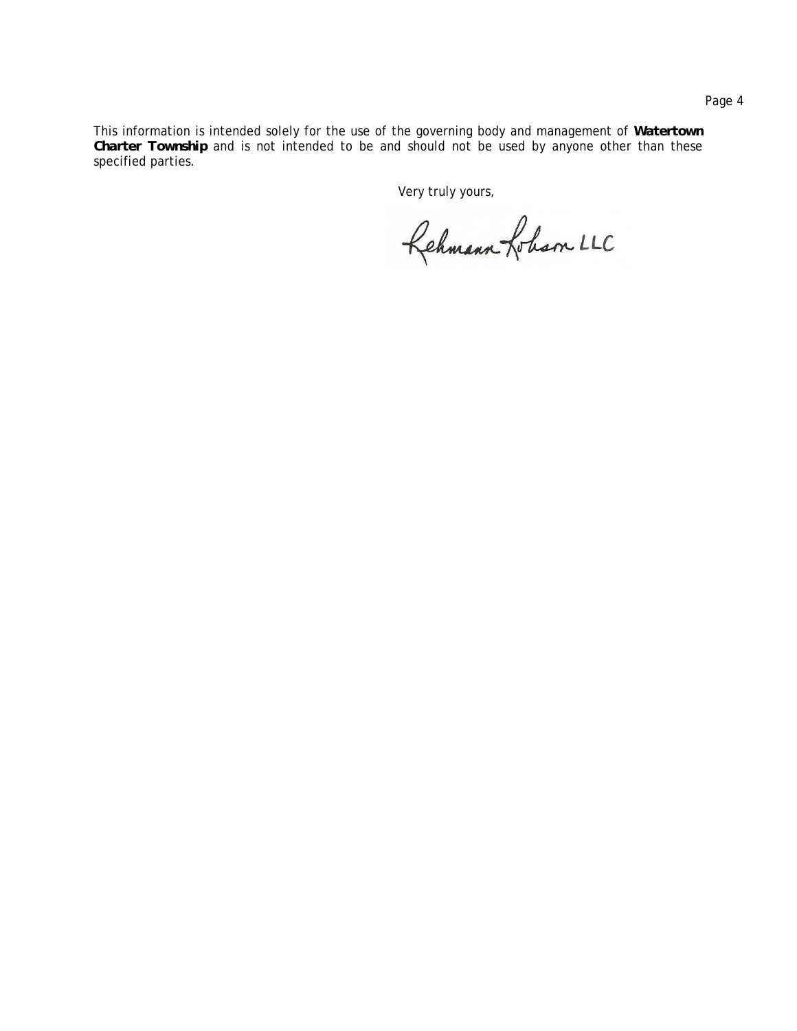This information is intended solely for the use of the governing body and management of **Watertown Charter Township** and is not intended to be and should not be used by anyone other than these specified parties.

Very truly yours,

Rehmann Robson LLC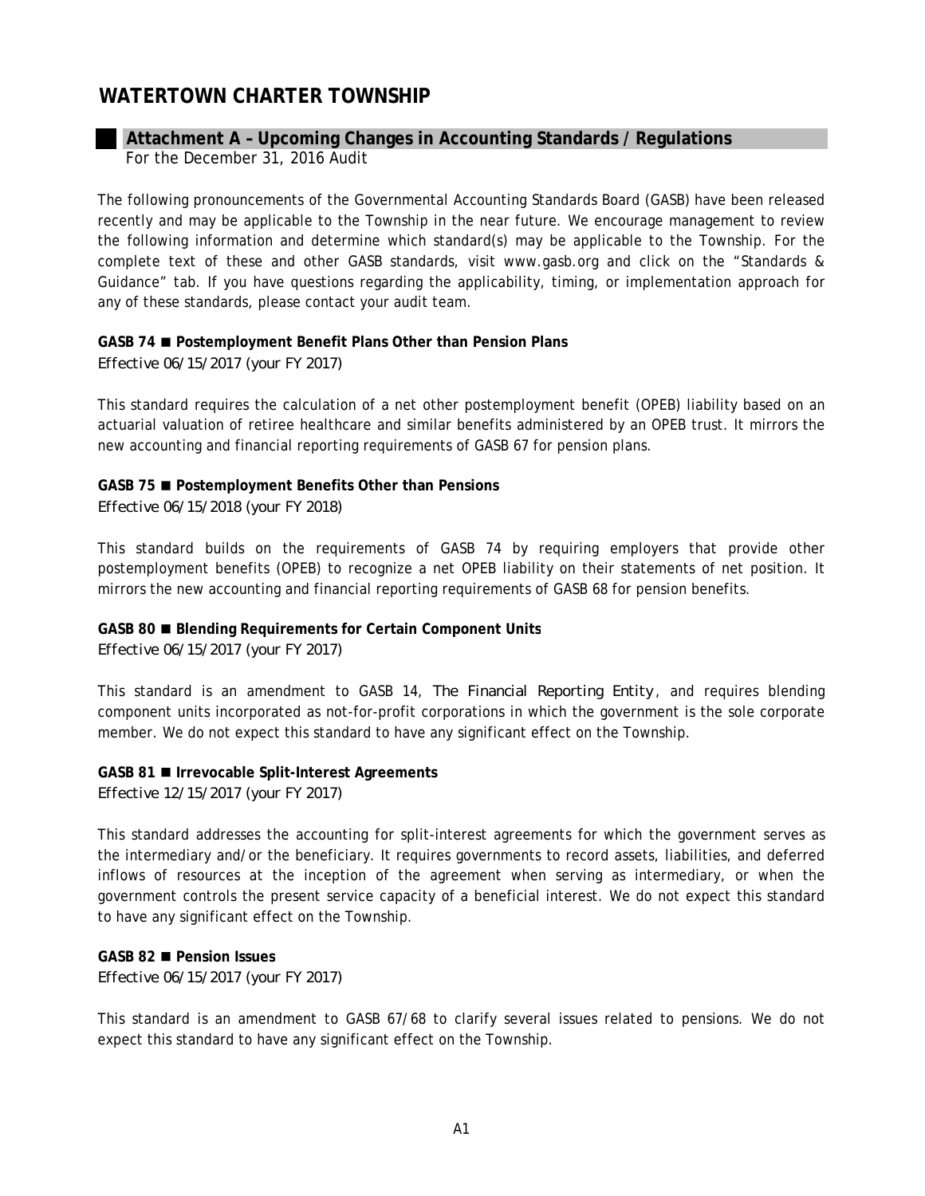# WATERTOWN CHARTER TOWNSHIP

## Attachment A – Upcoming Changes in Accounting Standards / Regulations

For the December 31, 2016 Audit

The following pronouncements of the Governmental Accounting Standards Board (GASB) have been released recently and may be applicable to the Township in the near future. We encourage management to review the following information and determine which standard(s) may be applicable to the Township. For the complete text of these and other GASB standards, visit www.gasb.org and click on the "Standards & Guidance" tab. If you have questions regarding the applicability, timing, or implementation approach for any of these standards, please contact your audit team.

**GASB 74 ■ Postemployment Benefit Plans Other than Pension Plans**
Effective 06/15/2017 (your FY 2017)

This standard requires the calculation of a net other postemployment benefit (OPEB) liability based on an actuarial valuation of retiree healthcare and similar benefits administered by an OPEB trust. It mirrors the new accounting and financial reporting requirements of GASB 67 for pension plans.

**GASB 75 ■ Postemployment Benefits Other than Pensions**
Effective 06/15/2018 (your FY 2018)

This standard builds on the requirements of GASB 74 by requiring employers that provide other postemployment benefits (OPEB) to recognize a net OPEB liability on their statements of net position. It mirrors the new accounting and financial reporting requirements of GASB 68 for pension benefits.

**GASB 80 ■ Blending Requirements for Certain Component Units**
Effective 06/15/2017 (your FY 2017)

This standard is an amendment to GASB 14, *The Financial Reporting Entity*, and requires blending component units incorporated as not-for-profit corporations in which the government is the sole corporate member. We do not expect this standard to have any significant effect on the Township.

**GASB 81 ■ Irrevocable Split-Interest Agreements**
Effective 12/15/2017 (your FY 2017)

This standard addresses the accounting for split-interest agreements for which the government serves as the intermediary and/or the beneficiary. It requires governments to record assets, liabilities, and deferred inflows of resources at the inception of the agreement when serving as intermediary, or when the government controls the present service capacity of a beneficial interest. We do not expect this standard to have any significant effect on the Township.

**GASB 82 ■ Pension Issues**
Effective 06/15/2017 (your FY 2017)

This standard is an amendment to GASB 67/68 to clarify several issues related to pensions. We do not expect this standard to have any significant effect on the Township.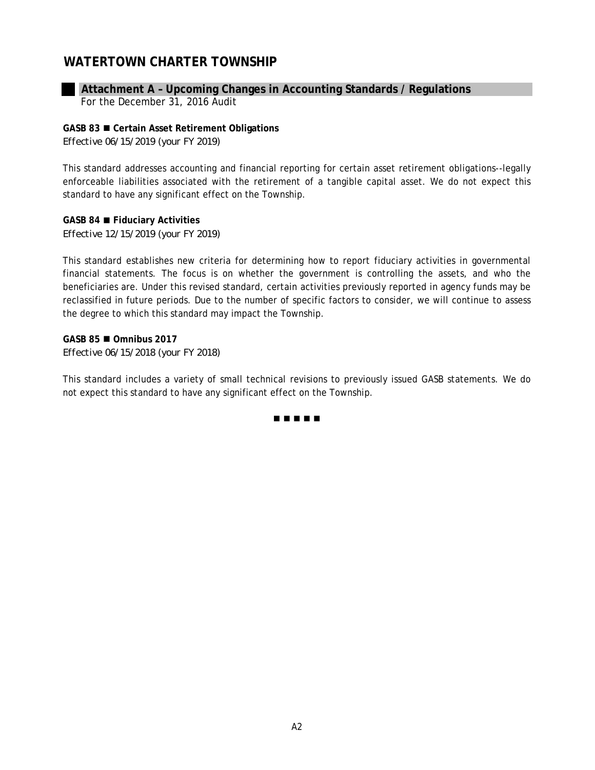# WATERTOWN CHARTER TOWNSHIP

## Attachment A – Upcoming Changes in Accounting Standards / Regulations

For the December 31, 2016 Audit

**GASB 83 ■ Certain Asset Retirement Obligations**
*Effective 06/15/2019 (your FY 2019)*

This standard addresses accounting and financial reporting for certain asset retirement obligations--legally enforceable liabilities associated with the retirement of a tangible capital asset. We do not expect this standard to have any significant effect on the Township.

**GASB 84 ■ Fiduciary Activities**
*Effective 12/15/2019 (your FY 2019)*

This standard establishes new criteria for determining how to report fiduciary activities in governmental financial statements. The focus is on whether the government is controlling the assets, and who the beneficiaries are. Under this revised standard, certain activities previously reported in agency funds may be reclassified in future periods. Due to the number of specific factors to consider, we will continue to assess the degree to which this standard may impact the Township.

**GASB 85 ■ Omnibus 2017**
*Effective 06/15/2018 (your FY 2018)*

This standard includes a variety of small technical revisions to previously issued GASB statements. We do not expect this standard to have any significant effect on the Township.

■ ■ ■ ■ ■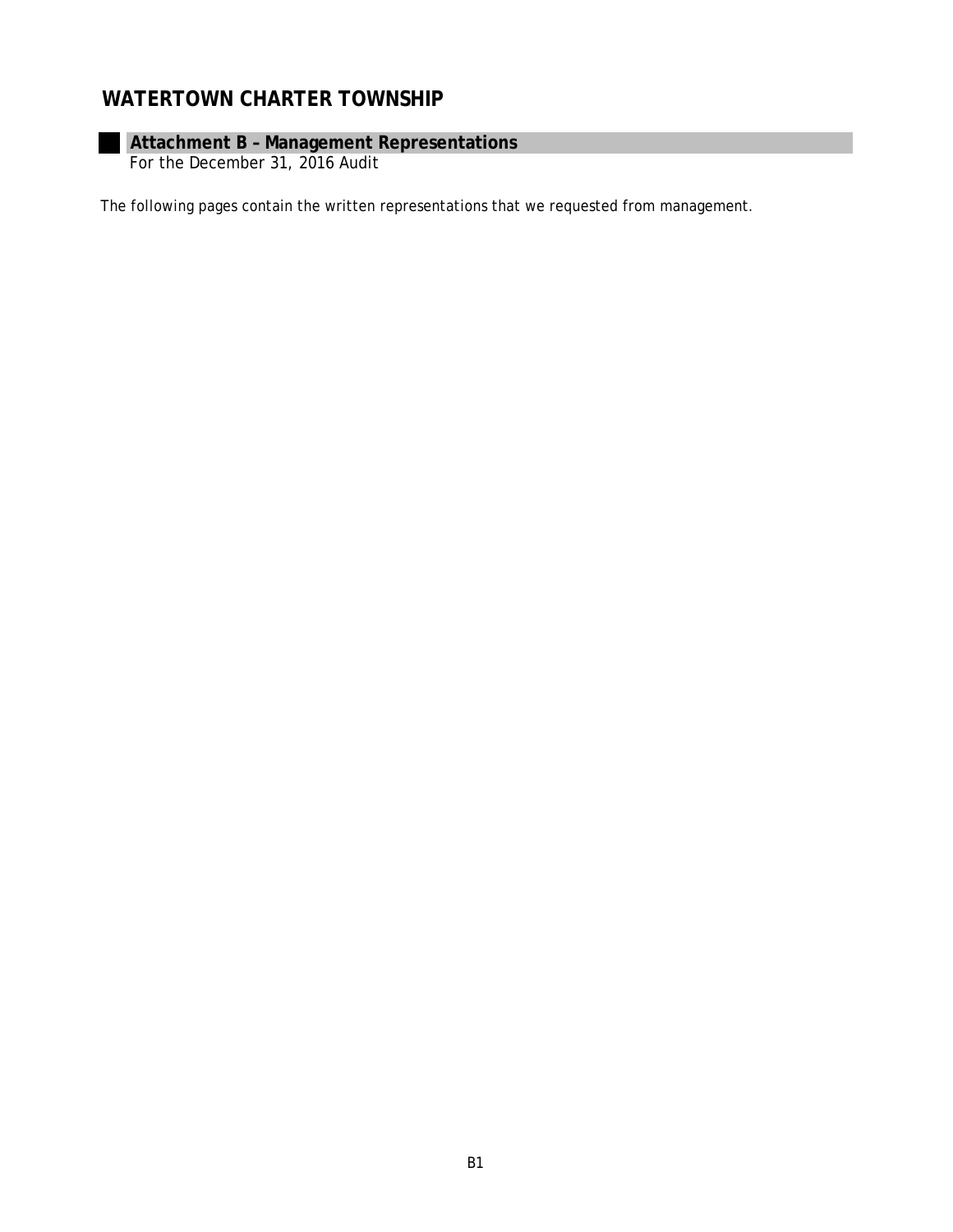# WATERTOWN CHARTER TOWNSHIP

## Attachment B – Management Representations

For the December 31, 2016 Audit

*The following pages contain the written representations that we requested from management.*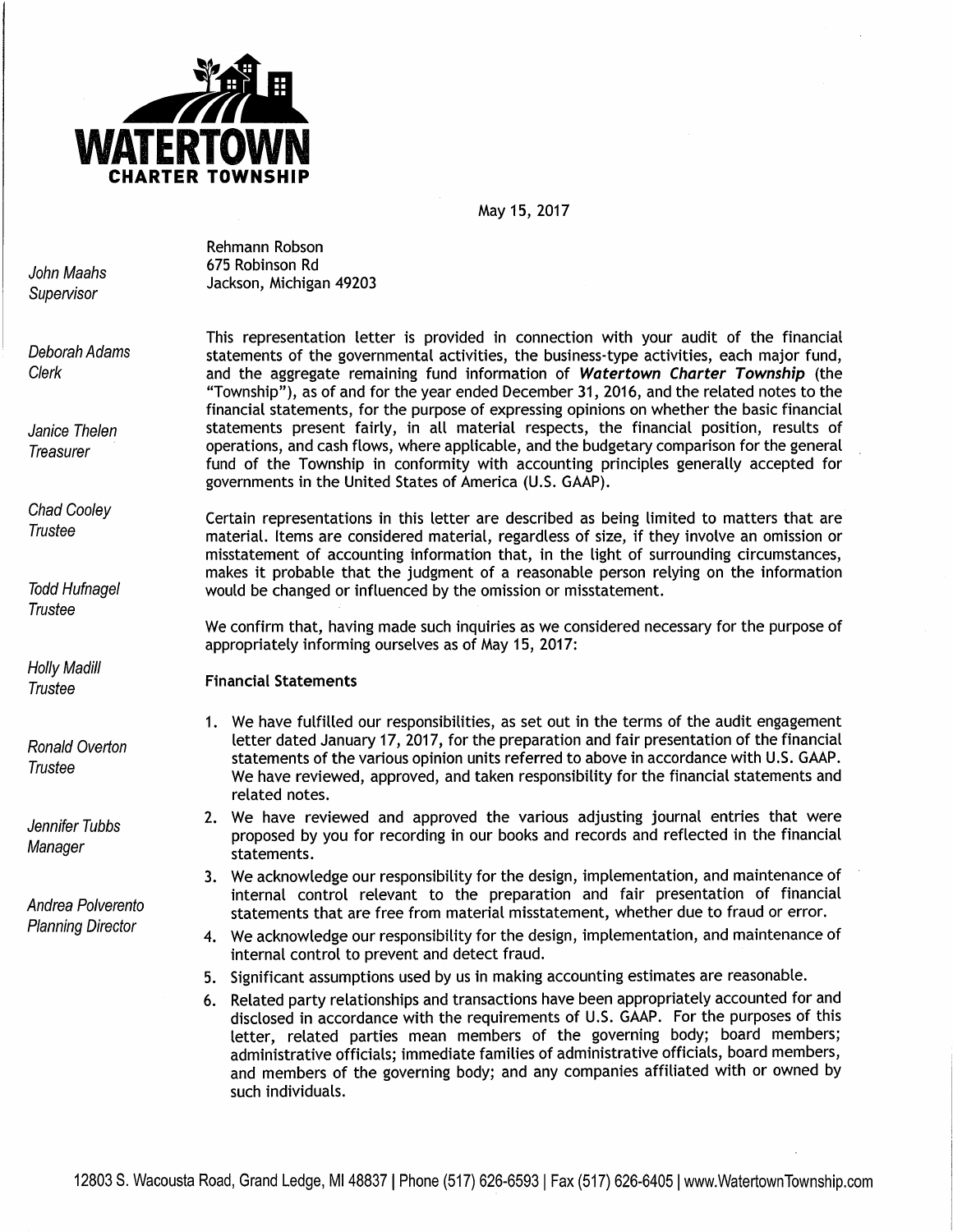**WATERTOWN**
**CHARTER TOWNSHIP**

May 15, 2017

*John Maahs*
*Supervisor*

*Deborah Adams*
*Clerk*

*Janice Thelen*
*Treasurer*

*Chad Cooley*
*Trustee*

*Todd Hufnagel*
*Trustee*

*Holly Madill*
*Trustee*

*Ronald Overton*
*Trustee*

*Jennifer Tubbs*
*Manager*

*Andrea Polverento*
*Planning Director*

Rehmann Robson
675 Robinson Rd
Jackson, Michigan 49203

This representation letter is provided in connection with your audit of the financial statements of the governmental activities, the business-type activities, each major fund, and the aggregate remaining fund information of ***Watertown Charter Township*** (the "Township"), as of and for the year ended December 31, 2016, and the related notes to the financial statements, for the purpose of expressing opinions on whether the basic financial statements present fairly, in all material respects, the financial position, results of operations, and cash flows, where applicable, and the budgetary comparison for the general fund of the Township in conformity with accounting principles generally accepted for governments in the United States of America (U.S. GAAP).

Certain representations in this letter are described as being limited to matters that are material. Items are considered material, regardless of size, if they involve an omission or misstatement of accounting information that, in the light of surrounding circumstances, makes it probable that the judgment of a reasonable person relying on the information would be changed or influenced by the omission or misstatement.

We confirm that, having made such inquiries as we considered necessary for the purpose of appropriately informing ourselves as of May 15, 2017:

**Financial Statements**

1. We have fulfilled our responsibilities, as set out in the terms of the audit engagement letter dated January 17, 2017, for the preparation and fair presentation of the financial statements of the various opinion units referred to above in accordance with U.S. GAAP. We have reviewed, approved, and taken responsibility for the financial statements and related notes.
2. We have reviewed and approved the various adjusting journal entries that were proposed by you for recording in our books and records and reflected in the financial statements.
3. We acknowledge our responsibility for the design, implementation, and maintenance of internal control relevant to the preparation and fair presentation of financial statements that are free from material misstatement, whether due to fraud or error.
4. We acknowledge our responsibility for the design, implementation, and maintenance of internal control to prevent and detect fraud.
5. Significant assumptions used by us in making accounting estimates are reasonable.
6. Related party relationships and transactions have been appropriately accounted for and disclosed in accordance with the requirements of U.S. GAAP. For the purposes of this letter, related parties mean members of the governing body; board members; administrative officials; immediate families of administrative officials, board members, and members of the governing body; and any companies affiliated with or owned by such individuals.

12803 S. Wacousta Road, Grand Ledge, MI 48837 | Phone (517) 626-6593 | Fax (517) 626-6405 | www.WatertownTownship.com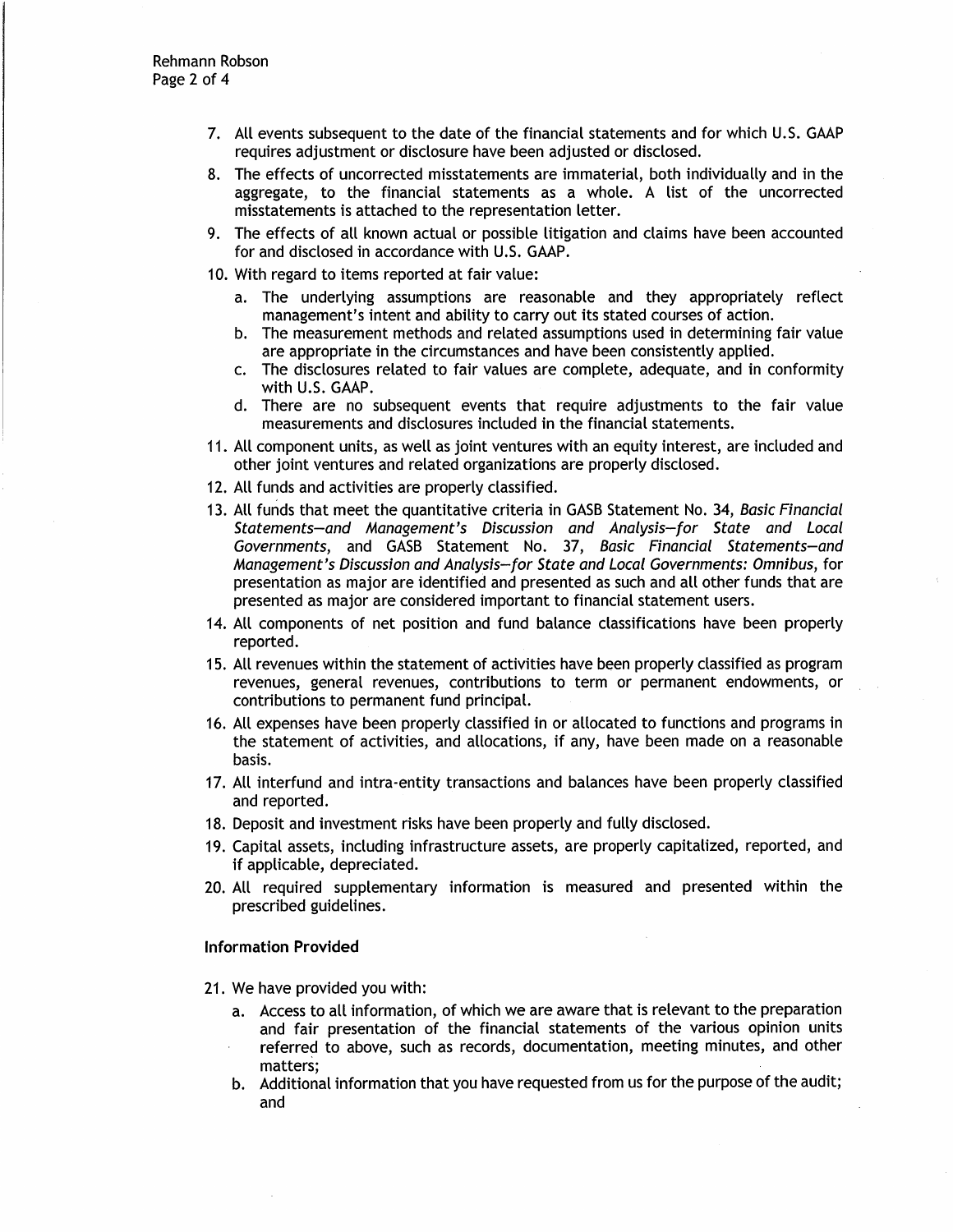7. All events subsequent to the date of the financial statements and for which U.S. GAAP requires adjustment or disclosure have been adjusted or disclosed.
8. The effects of uncorrected misstatements are immaterial, both individually and in the aggregate, to the financial statements as a whole. A list of the uncorrected misstatements is attached to the representation letter.
9. The effects of all known actual or possible litigation and claims have been accounted for and disclosed in accordance with U.S. GAAP.
10. With regard to items reported at fair value:
    a. The underlying assumptions are reasonable and they appropriately reflect management's intent and ability to carry out its stated courses of action.
    b. The measurement methods and related assumptions used in determining fair value are appropriate in the circumstances and have been consistently applied.
    c. The disclosures related to fair values are complete, adequate, and in conformity with U.S. GAAP.
    d. There are no subsequent events that require adjustments to the fair value measurements and disclosures included in the financial statements.
11. All component units, as well as joint ventures with an equity interest, are included and other joint ventures and related organizations are properly disclosed.
12. All funds and activities are properly classified.
13. All funds that meet the quantitative criteria in GASB Statement No. 34, *Basic Financial Statements—and Management's Discussion and Analysis—for State and Local Governments*, and GASB Statement No. 37, *Basic Financial Statements—and Management's Discussion and Analysis—for State and Local Governments: Omnibus*, for presentation as major are identified and presented as such and all other funds that are presented as major are considered important to financial statement users.
14. All components of net position and fund balance classifications have been properly reported.
15. All revenues within the statement of activities have been properly classified as program revenues, general revenues, contributions to term or permanent endowments, or contributions to permanent fund principal.
16. All expenses have been properly classified in or allocated to functions and programs in the statement of activities, and allocations, if any, have been made on a reasonable basis.
17. All interfund and intra-entity transactions and balances have been properly classified and reported.
18. Deposit and investment risks have been properly and fully disclosed.
19. Capital assets, including infrastructure assets, are properly capitalized, reported, and if applicable, depreciated.
20. All required supplementary information is measured and presented within the prescribed guidelines.

**Information Provided**

21. We have provided you with:
    a. Access to all information, of which we are aware that is relevant to the preparation and fair presentation of the financial statements of the various opinion units referred to above, such as records, documentation, meeting minutes, and other matters;
    b. Additional information that you have requested from us for the purpose of the audit; and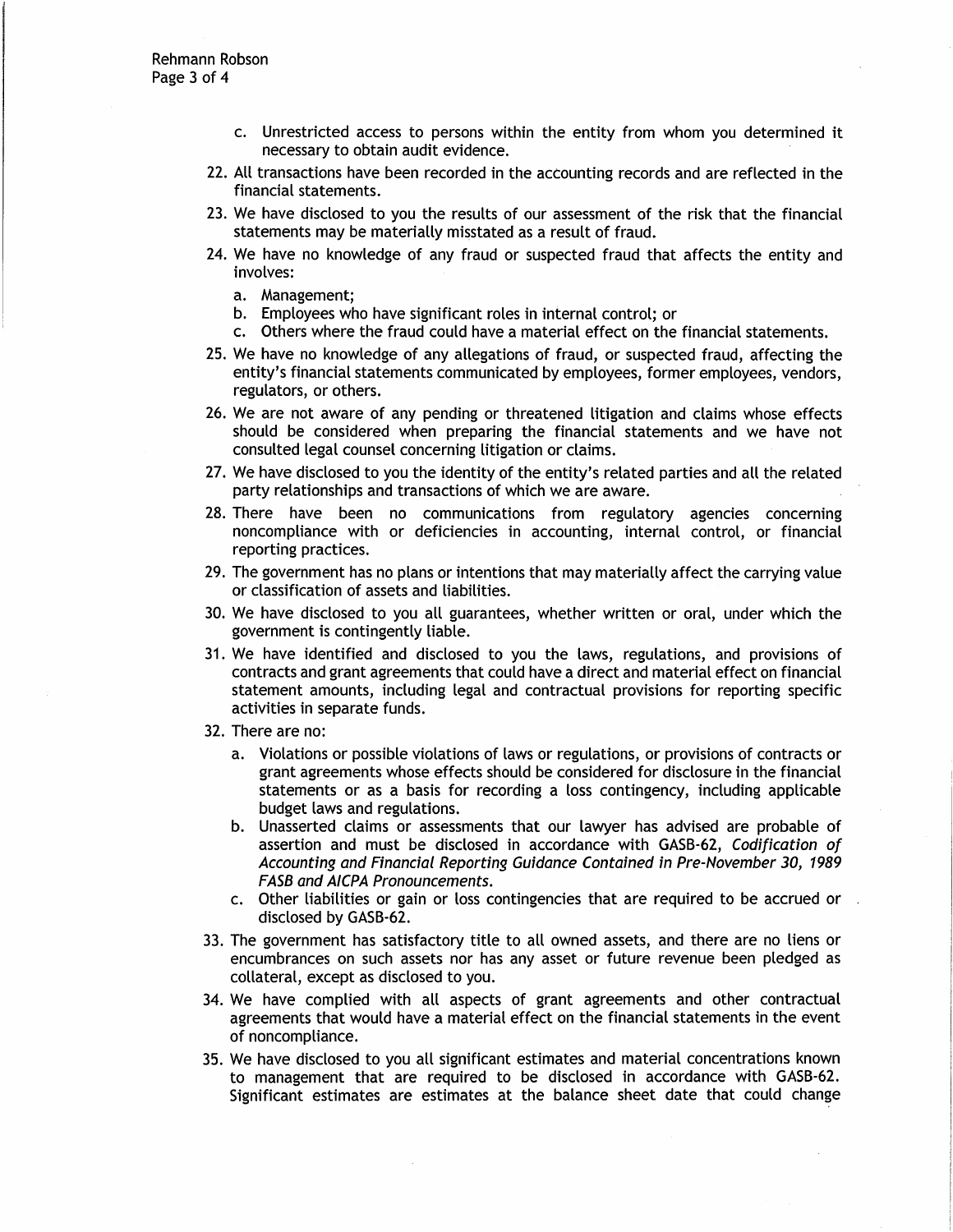c. Unrestricted access to persons within the entity from whom you determined it necessary to obtain audit evidence.

22. All transactions have been recorded in the accounting records and are reflected in the financial statements.
23. We have disclosed to you the results of our assessment of the risk that the financial statements may be materially misstated as a result of fraud.
24. We have no knowledge of any fraud or suspected fraud that affects the entity and involves:
    a. Management;
    b. Employees who have significant roles in internal control; or
    c. Others where the fraud could have a material effect on the financial statements.
25. We have no knowledge of any allegations of fraud, or suspected fraud, affecting the entity's financial statements communicated by employees, former employees, vendors, regulators, or others.
26. We are not aware of any pending or threatened litigation and claims whose effects should be considered when preparing the financial statements and we have not consulted legal counsel concerning litigation or claims.
27. We have disclosed to you the identity of the entity's related parties and all the related party relationships and transactions of which we are aware.
28. There have been no communications from regulatory agencies concerning noncompliance with or deficiencies in accounting, internal control, or financial reporting practices.
29. The government has no plans or intentions that may materially affect the carrying value or classification of assets and liabilities.
30. We have disclosed to you all guarantees, whether written or oral, under which the government is contingently liable.
31. We have identified and disclosed to you the laws, regulations, and provisions of contracts and grant agreements that could have a direct and material effect on financial statement amounts, including legal and contractual provisions for reporting specific activities in separate funds.
32. There are no:
    a. Violations or possible violations of laws or regulations, or provisions of contracts or grant agreements whose effects should be considered for disclosure in the financial statements or as a basis for recording a loss contingency, including applicable budget laws and regulations.
    b. Unasserted claims or assessments that our lawyer has advised are probable of assertion and must be disclosed in accordance with GASB-62, *Codification of Accounting and Financial Reporting Guidance Contained in Pre-November 30, 1989 FASB and AICPA Pronouncements*.
    c. Other liabilities or gain or loss contingencies that are required to be accrued or disclosed by GASB-62.
33. The government has satisfactory title to all owned assets, and there are no liens or encumbrances on such assets nor has any asset or future revenue been pledged as collateral, except as disclosed to you.
34. We have complied with all aspects of grant agreements and other contractual agreements that would have a material effect on the financial statements in the event of noncompliance.
35. We have disclosed to you all significant estimates and material concentrations known to management that are required to be disclosed in accordance with GASB-62. Significant estimates are estimates at the balance sheet date that could change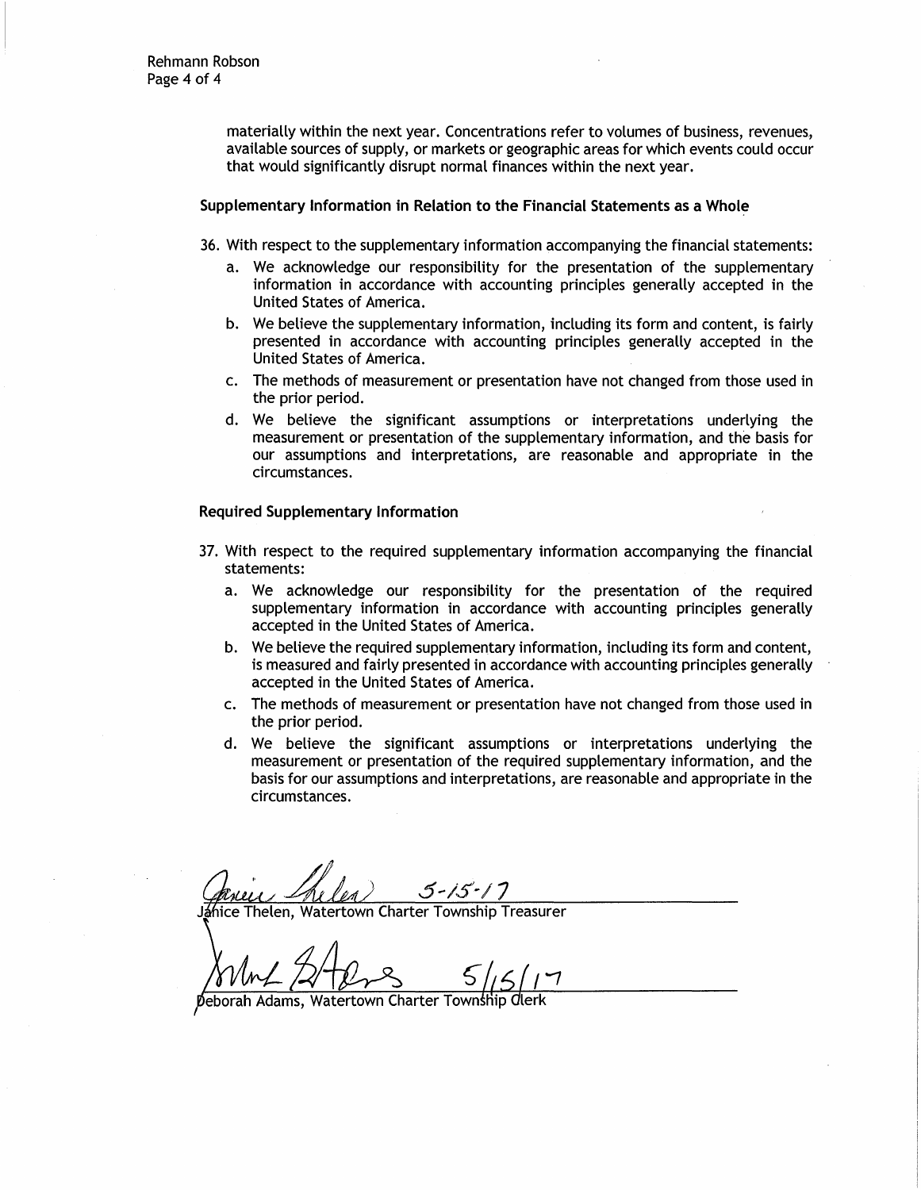materially within the next year. Concentrations refer to volumes of business, revenues, available sources of supply, or markets or geographic areas for which events could occur that would significantly disrupt normal finances within the next year.

**Supplementary Information in Relation to the Financial Statements as a Whole**

36. With respect to the supplementary information accompanying the financial statements:
    a. We acknowledge our responsibility for the presentation of the supplementary information in accordance with accounting principles generally accepted in the United States of America.
    b. We believe the supplementary information, including its form and content, is fairly presented in accordance with accounting principles generally accepted in the United States of America.
    c. The methods of measurement or presentation have not changed from those used in the prior period.
    d. We believe the significant assumptions or interpretations underlying the measurement or presentation of the supplementary information, and the basis for our assumptions and interpretations, are reasonable and appropriate in the circumstances.

**Required Supplementary Information**

37. With respect to the required supplementary information accompanying the financial statements:
    a. We acknowledge our responsibility for the presentation of the required supplementary information in accordance with accounting principles generally accepted in the United States of America.
    b. We believe the required supplementary information, including its form and content, is measured and fairly presented in accordance with accounting principles generally accepted in the United States of America.
    c. The methods of measurement or presentation have not changed from those used in the prior period.
    d. We believe the significant assumptions or interpretations underlying the measurement or presentation of the required supplementary information, and the basis for our assumptions and interpretations, are reasonable and appropriate in the circumstances.

Janice Thelen 5-15-17

Janice Thelen, Watertown Charter Township Treasurer

Deborah Adams 5/15/17

Deborah Adams, Watertown Charter Township Clerk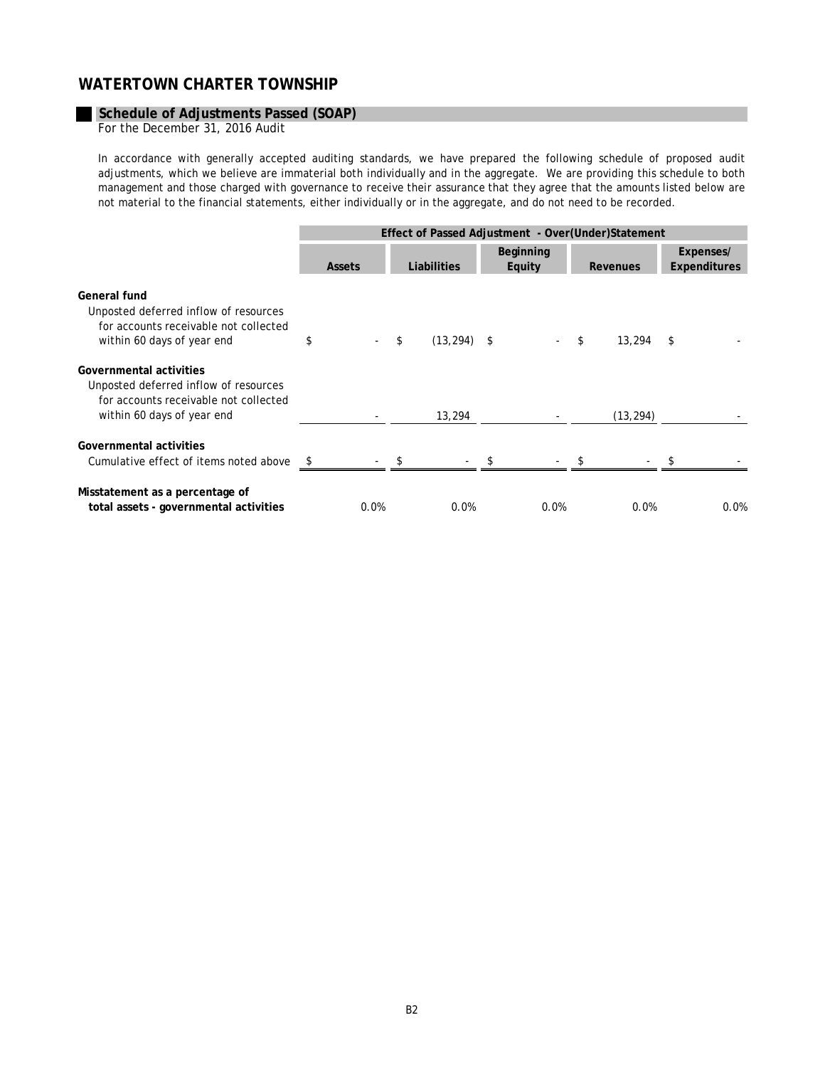# WATERTOWN CHARTER TOWNSHIP

## Schedule of Adjustments Passed (SOAP)

For the December 31, 2016 Audit

In accordance with generally accepted auditing standards, we have prepared the following schedule of proposed audit adjustments, which we believe are immaterial both individually and in the aggregate. We are providing this schedule to both management and those charged with governance to receive their assurance that they agree that the amounts listed below are not material to the financial statements, either individually or in the aggregate, and do not need to be recorded.

| | Effect of Passed Adjustment - Over(Under)Statement | | | | |
|---|---|---|---|---|---|
| | **Assets** | **Liabilities** | **Beginning Equity** | **Revenues** | **Expenses/ Expenditures** |
| **General fund** | | | | | |
| Unposted deferred inflow of resources for accounts receivable not collected within 60 days of year end | $ - | $ (13,294) | $ - | $ 13,294 | $ - |
| **Governmental activities** | | | | | |
| Unposted deferred inflow of resources for accounts receivable not collected within 60 days of year end | - | 13,294 | - | (13,294) | - |
| **Governmental activities** | | | | | |
| Cumulative effect of items noted above | $ - | $ - | $ - | $ - | $ - |
| **Misstatement as a percentage of total assets - governmental activities** | 0.0% | 0.0% | 0.0% | 0.0% | 0.0% |